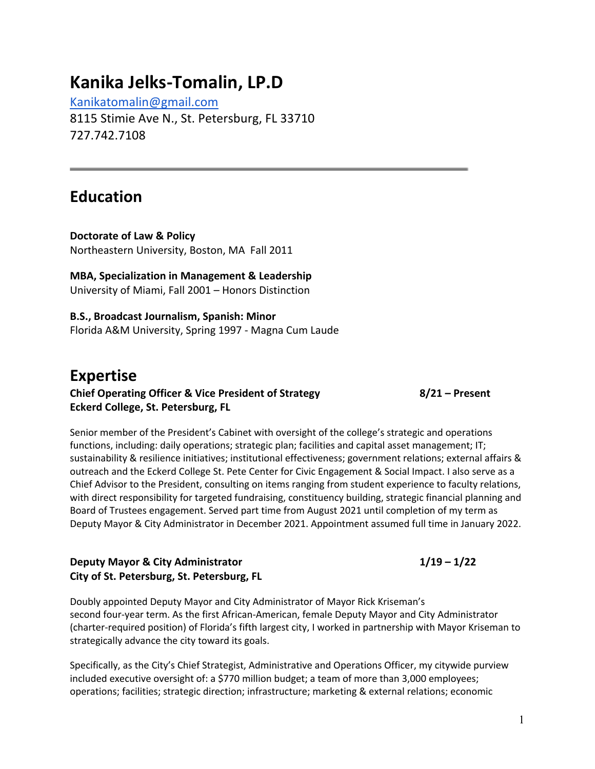# Kanika Jelks-Tomalin, LP.D

[Kanikatomalin@gmail.com](mailto:Kanikatomalin@gmail.com)
8115 Stimie Ave N., St. Petersburg, FL 33710
727.742.7108

---

## Education

**Doctorate of Law & Policy**
Northeastern University, Boston, MA Fall 2011

**MBA, Specialization in Management & Leadership**
University of Miami, Fall 2001 – Honors Distinction

**B.S., Broadcast Journalism, Spanish: Minor**
Florida A&M University, Spring 1997 - Magna Cum Laude

## Expertise

**Chief Operating Officer & Vice President of Strategy** **8/21 – Present**
**Eckerd College, St. Petersburg, FL**

Senior member of the President's Cabinet with oversight of the college's strategic and operations functions, including: daily operations; strategic plan; facilities and capital asset management; IT; sustainability & resilience initiatives; institutional effectiveness; government relations; external affairs & outreach and the Eckerd College St. Pete Center for Civic Engagement & Social Impact. I also serve as a Chief Advisor to the President, consulting on items ranging from student experience to faculty relations, with direct responsibility for targeted fundraising, constituency building, strategic financial planning and Board of Trustees engagement. Served part time from August 2021 until completion of my term as Deputy Mayor & City Administrator in December 2021. Appointment assumed full time in January 2022.

**Deputy Mayor & City Administrator** **1/19 – 1/22**
**City of St. Petersburg, St. Petersburg, FL**

Doubly appointed Deputy Mayor and City Administrator of Mayor Rick Kriseman's second four-year term. As the first African-American, female Deputy Mayor and City Administrator (charter-required position) of Florida's fifth largest city, I worked in partnership with Mayor Kriseman to strategically advance the city toward its goals.

Specifically, as the City's Chief Strategist, Administrative and Operations Officer, my citywide purview included executive oversight of: a $770 million budget; a team of more than 3,000 employees; operations; facilities; strategic direction; infrastructure; marketing & external relations; economic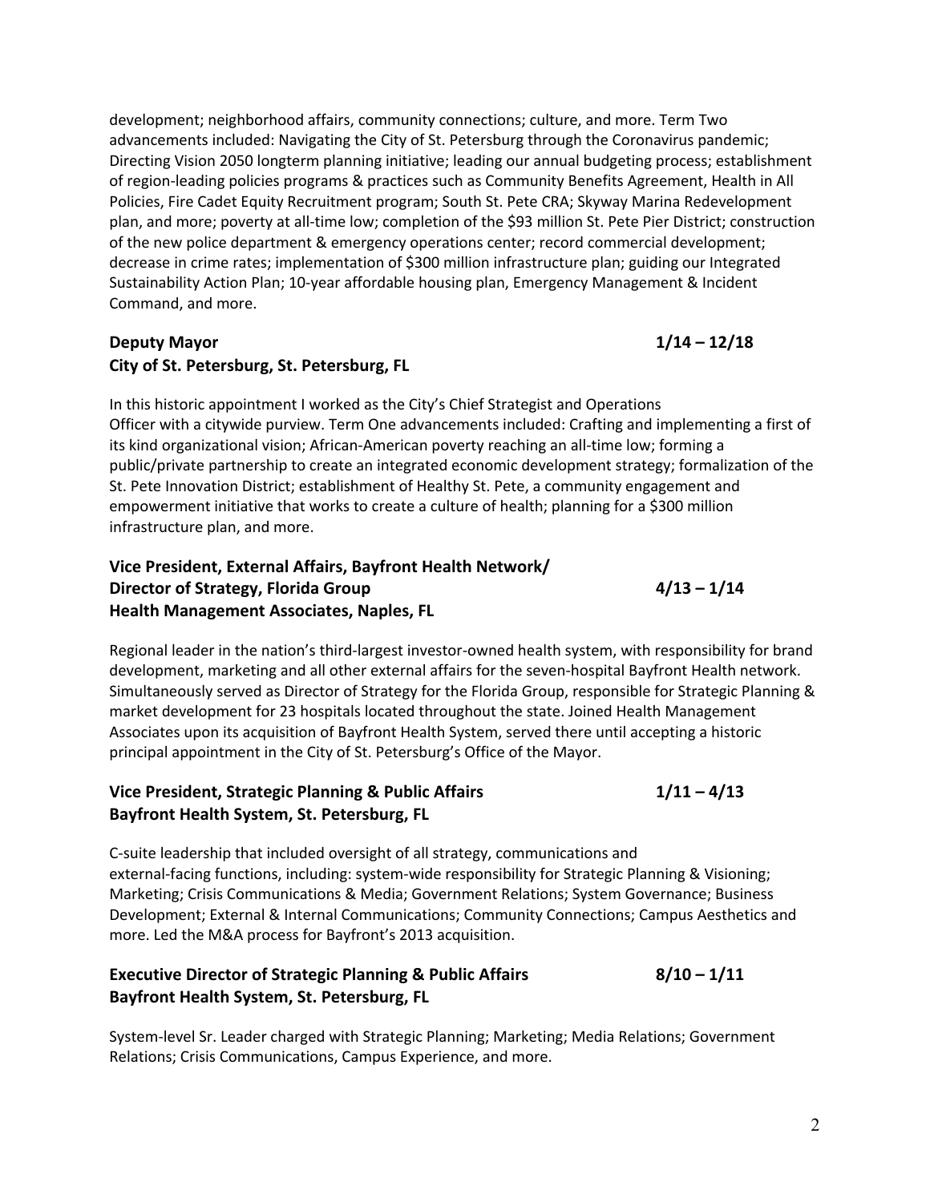development; neighborhood affairs, community connections; culture, and more. Term Two advancements included: Navigating the City of St. Petersburg through the Coronavirus pandemic; Directing Vision 2050 longterm planning initiative; leading our annual budgeting process; establishment of region-leading policies programs & practices such as Community Benefits Agreement, Health in All Policies, Fire Cadet Equity Recruitment program; South St. Pete CRA; Skyway Marina Redevelopment plan, and more; poverty at all-time low; completion of the $93 million St. Pete Pier District; construction of the new police department & emergency operations center; record commercial development; decrease in crime rates; implementation of $300 million infrastructure plan; guiding our Integrated Sustainability Action Plan; 10-year affordable housing plan, Emergency Management & Incident Command, and more.

**Deputy Mayor** **1/14 – 12/18**
**City of St. Petersburg, St. Petersburg, FL**

In this historic appointment I worked as the City's Chief Strategist and Operations Officer with a citywide purview. Term One advancements included: Crafting and implementing a first of its kind organizational vision; African-American poverty reaching an all-time low; forming a public/private partnership to create an integrated economic development strategy; formalization of the St. Pete Innovation District; establishment of Healthy St. Pete, a community engagement and empowerment initiative that works to create a culture of health; planning for a $300 million infrastructure plan, and more.

**Vice President, External Affairs, Bayfront Health Network/**
**Director of Strategy, Florida Group** **4/13 – 1/14**
**Health Management Associates, Naples, FL**

Regional leader in the nation's third-largest investor-owned health system, with responsibility for brand development, marketing and all other external affairs for the seven-hospital Bayfront Health network. Simultaneously served as Director of Strategy for the Florida Group, responsible for Strategic Planning & market development for 23 hospitals located throughout the state. Joined Health Management Associates upon its acquisition of Bayfront Health System, served there until accepting a historic principal appointment in the City of St. Petersburg's Office of the Mayor.

**Vice President, Strategic Planning & Public Affairs** **1/11 – 4/13**
**Bayfront Health System, St. Petersburg, FL**

C-suite leadership that included oversight of all strategy, communications and external-facing functions, including: system-wide responsibility for Strategic Planning & Visioning; Marketing; Crisis Communications & Media; Government Relations; System Governance; Business Development; External & Internal Communications; Community Connections; Campus Aesthetics and more. Led the M&A process for Bayfront's 2013 acquisition.

**Executive Director of Strategic Planning & Public Affairs** **8/10 – 1/11**
**Bayfront Health System, St. Petersburg, FL**

System-level Sr. Leader charged with Strategic Planning; Marketing; Media Relations; Government Relations; Crisis Communications, Campus Experience, and more.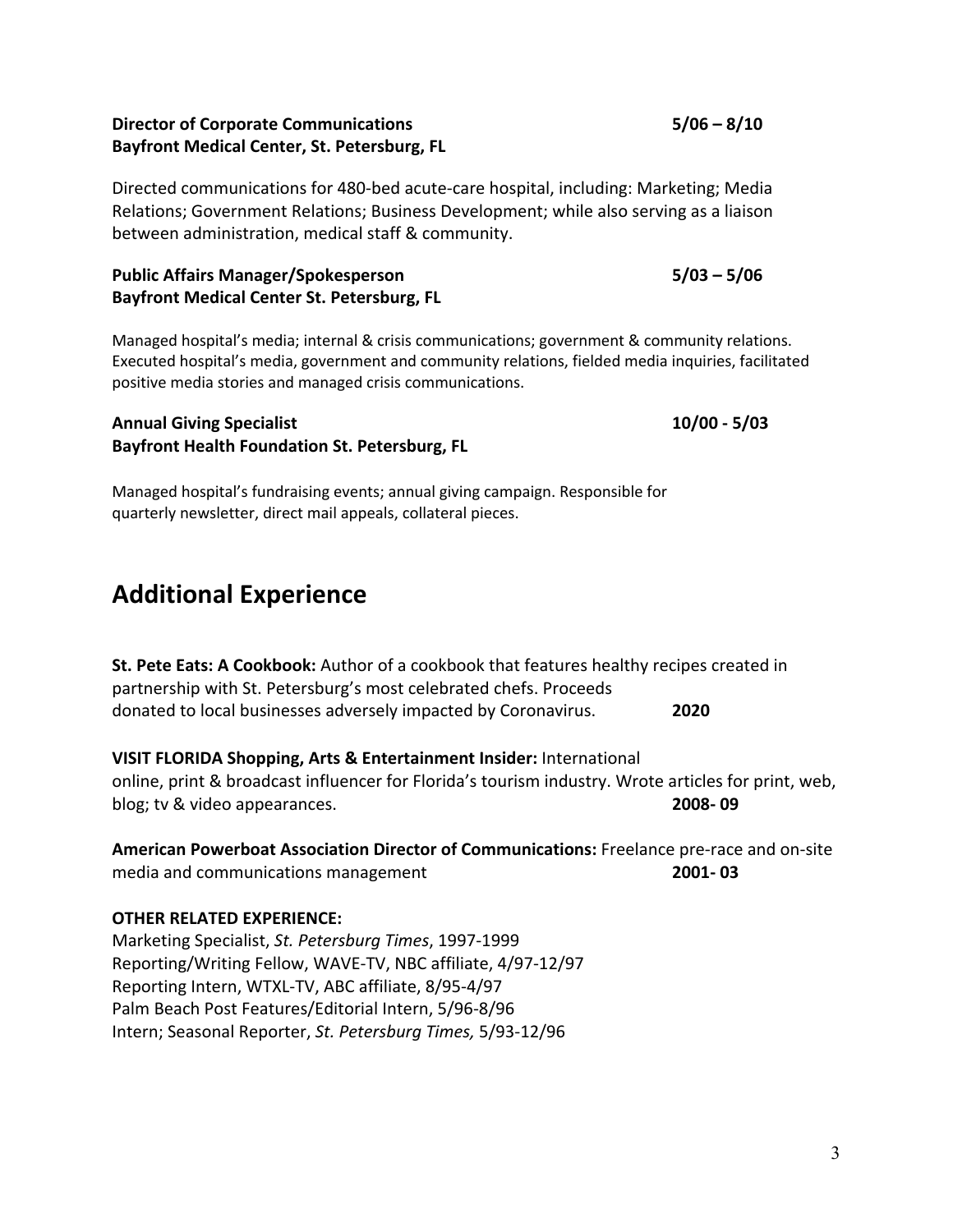**Director of Corporate Communications** **5/06 – 8/10**
**Bayfront Medical Center, St. Petersburg, FL**

Directed communications for 480-bed acute-care hospital, including: Marketing; Media Relations; Government Relations; Business Development; while also serving as a liaison between administration, medical staff & community.

**Public Affairs Manager/Spokesperson** **5/03 – 5/06**
**Bayfront Medical Center St. Petersburg, FL**

Managed hospital's media; internal & crisis communications; government & community relations. Executed hospital's media, government and community relations, fielded media inquiries, facilitated positive media stories and managed crisis communications.

**Annual Giving Specialist** **10/00 - 5/03**
**Bayfront Health Foundation St. Petersburg, FL**

Managed hospital's fundraising events; annual giving campaign. Responsible for quarterly newsletter, direct mail appeals, collateral pieces.

## Additional Experience

**St. Pete Eats: A Cookbook:** Author of a cookbook that features healthy recipes created in partnership with St. Petersburg's most celebrated chefs. Proceeds donated to local businesses adversely impacted by Coronavirus. **2020**

**VISIT FLORIDA Shopping, Arts & Entertainment Insider:** International online, print & broadcast influencer for Florida's tourism industry. Wrote articles for print, web, blog; tv & video appearances. **2008- 09**

**American Powerboat Association Director of Communications:** Freelance pre-race and on-site media and communications management **2001- 03**

**OTHER RELATED EXPERIENCE:**
Marketing Specialist, *St. Petersburg Times*, 1997-1999
Reporting/Writing Fellow, WAVE-TV, NBC affiliate, 4/97-12/97
Reporting Intern, WTXL-TV, ABC affiliate, 8/95-4/97
Palm Beach Post Features/Editorial Intern, 5/96-8/96
Intern; Seasonal Reporter, *St. Petersburg Times,* 5/93-12/96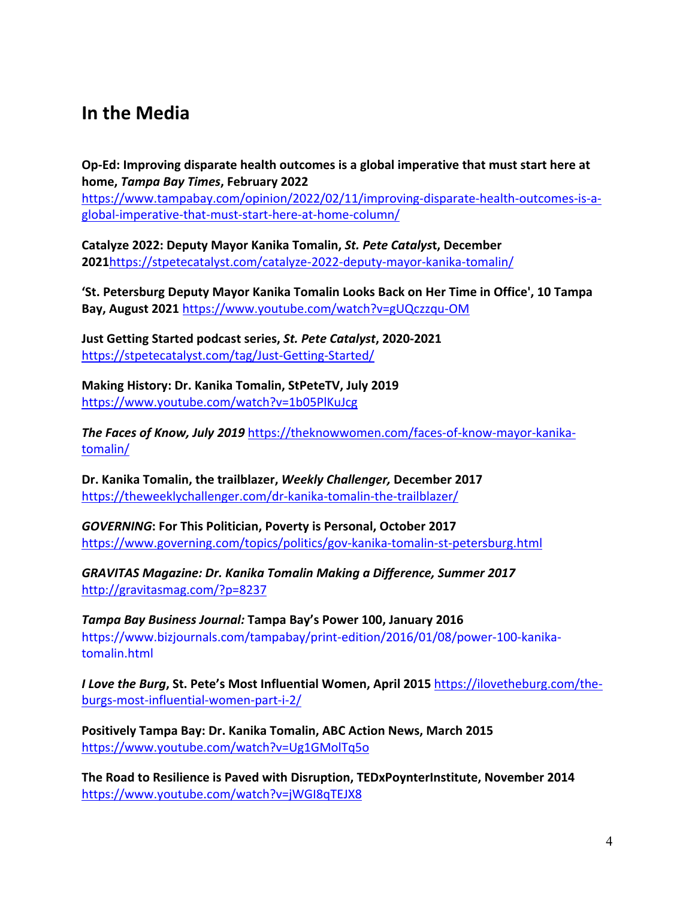## In the Media

**Op-Ed: Improving disparate health outcomes is a global imperative that must start here at home, *Tampa Bay Times*, February 2022**
https://www.tampabay.com/opinion/2022/02/11/improving-disparate-health-outcomes-is-a-global-imperative-that-must-start-here-at-home-column/

**Catalyze 2022: Deputy Mayor Kanika Tomalin, *St. Pete Catalys*t, December 2021**https://stpetecatalyst.com/catalyze-2022-deputy-mayor-kanika-tomalin/

**'St. Petersburg Deputy Mayor Kanika Tomalin Looks Back on Her Time in Office', 10 Tampa Bay, August 2021** https://www.youtube.com/watch?v=gUQczzqu-OM

**Just Getting Started podcast series, *St. Pete Catalyst*, 2020-2021**
https://stpetecatalyst.com/tag/Just-Getting-Started/

**Making History: Dr. Kanika Tomalin, StPeteTV, July 2019**
https://www.youtube.com/watch?v=1b05PlKuJcg

***The Faces of Know, July 2019*** https://theknowwomen.com/faces-of-know-mayor-kanika-tomalin/

**Dr. Kanika Tomalin, the trailblazer, *Weekly Challenger,* December 2017**
https://theweeklychallenger.com/dr-kanika-tomalin-the-trailblazer/

***GOVERNING*: For This Politician, Poverty is Personal, October 2017**
https://www.governing.com/topics/politics/gov-kanika-tomalin-st-petersburg.html

***GRAVITAS Magazine: Dr. Kanika Tomalin Making a Difference, Summer 2017***
http://gravitasmag.com/?p=8237

***Tampa Bay Business Journal:* Tampa Bay's Power 100, January 2016**
https://www.bizjournals.com/tampabay/print-edition/2016/01/08/power-100-kanika-tomalin.html

***I Love the Burg*, St. Pete's Most Influential Women, April 2015** https://ilovetheburg.com/the-burgs-most-influential-women-part-i-2/

**Positively Tampa Bay: Dr. Kanika Tomalin, ABC Action News, March 2015**
https://www.youtube.com/watch?v=Ug1GMolTq5o

**The Road to Resilience is Paved with Disruption, TEDxPoynterInstitute, November 2014**
https://www.youtube.com/watch?v=jWGI8qTEJX8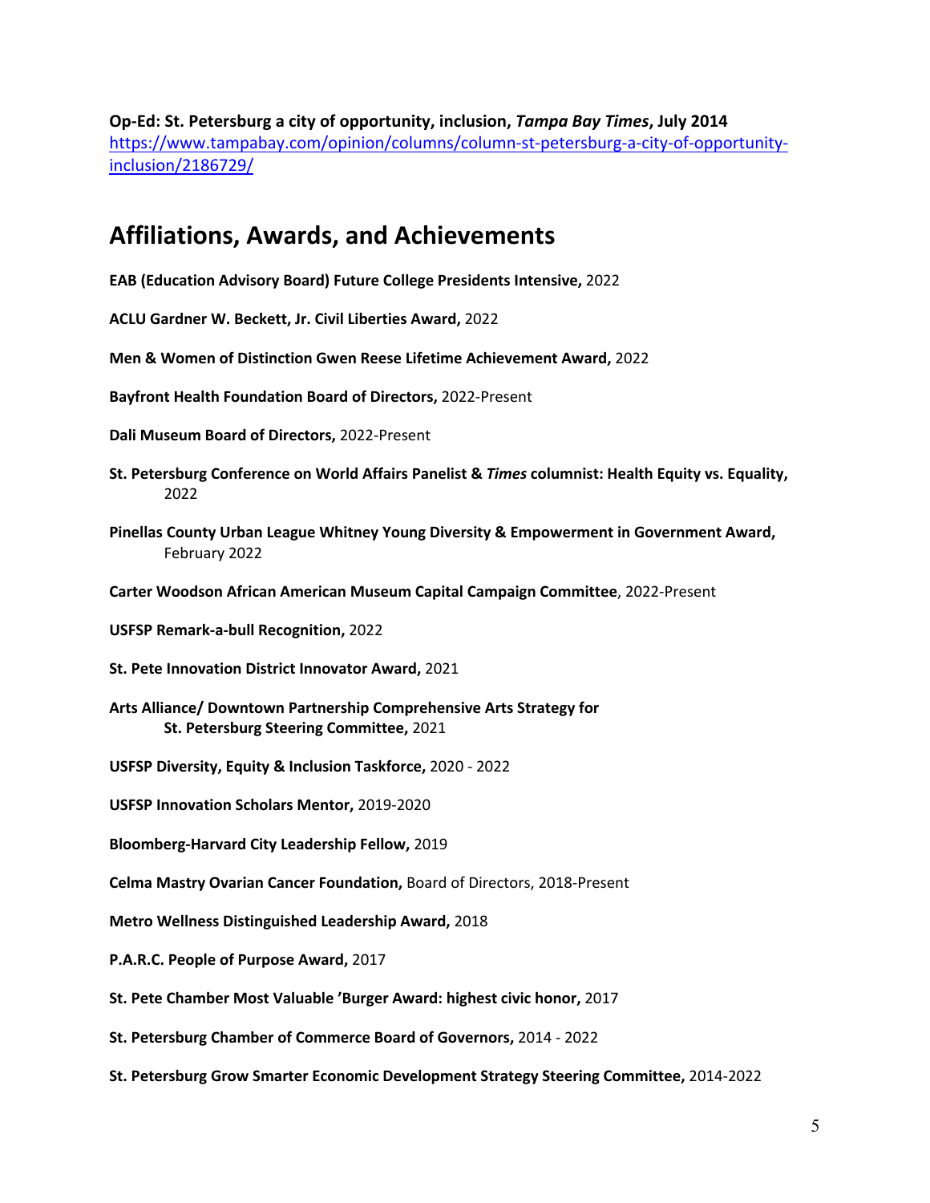**Op-Ed: St. Petersburg a city of opportunity, inclusion, *Tampa Bay Times*, July 2014**
https://www.tampabay.com/opinion/columns/column-st-petersburg-a-city-of-opportunity-inclusion/2186729/

## Affiliations, Awards, and Achievements

**EAB (Education Advisory Board) Future College Presidents Intensive,** 2022

**ACLU Gardner W. Beckett, Jr. Civil Liberties Award,** 2022

**Men & Women of Distinction Gwen Reese Lifetime Achievement Award,** 2022

**Bayfront Health Foundation Board of Directors,** 2022-Present

**Dali Museum Board of Directors,** 2022-Present

**St. Petersburg Conference on World Affairs Panelist & *Times* columnist: Health Equity vs. Equality,** 2022

**Pinellas County Urban League Whitney Young Diversity & Empowerment in Government Award,** February 2022

**Carter Woodson African American Museum Capital Campaign Committee**, 2022-Present

**USFSP Remark-a-bull Recognition,** 2022

**St. Pete Innovation District Innovator Award,** 2021

**Arts Alliance/ Downtown Partnership Comprehensive Arts Strategy for St. Petersburg Steering Committee,** 2021

**USFSP Diversity, Equity & Inclusion Taskforce,** 2020 - 2022

**USFSP Innovation Scholars Mentor,** 2019-2020

**Bloomberg-Harvard City Leadership Fellow,** 2019

**Celma Mastry Ovarian Cancer Foundation,** Board of Directors, 2018-Present

**Metro Wellness Distinguished Leadership Award,** 2018

**P.A.R.C. People of Purpose Award,** 2017

**St. Pete Chamber Most Valuable 'Burger Award: highest civic honor,** 2017

**St. Petersburg Chamber of Commerce Board of Governors,** 2014 - 2022

**St. Petersburg Grow Smarter Economic Development Strategy Steering Committee,** 2014-2022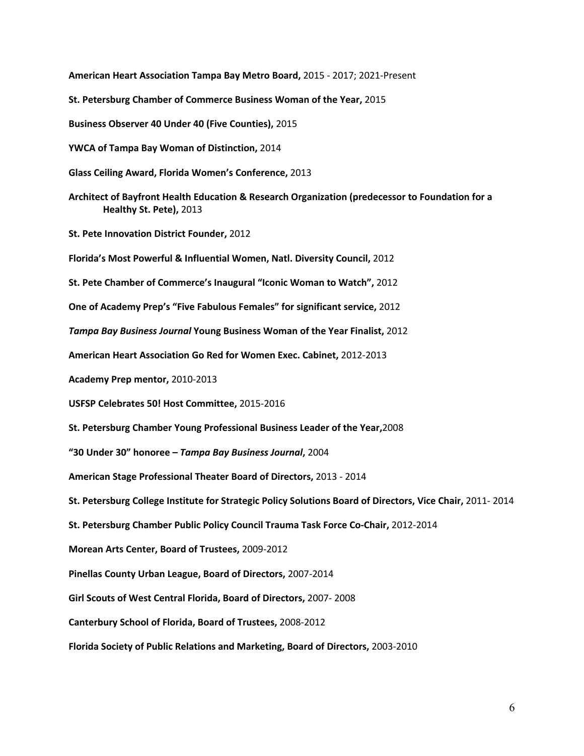**American Heart Association Tampa Bay Metro Board,** 2015 - 2017; 2021-Present

**St. Petersburg Chamber of Commerce Business Woman of the Year,** 2015

**Business Observer 40 Under 40 (Five Counties),** 2015

**YWCA of Tampa Bay Woman of Distinction,** 2014

**Glass Ceiling Award, Florida Women's Conference,** 2013

**Architect of Bayfront Health Education & Research Organization (predecessor to Foundation for a Healthy St. Pete),** 2013

**St. Pete Innovation District Founder,** 2012

**Florida's Most Powerful & Influential Women, Natl. Diversity Council,** 2012

**St. Pete Chamber of Commerce's Inaugural "Iconic Woman to Watch",** 2012

**One of Academy Prep's "Five Fabulous Females" for significant service,** 2012

***Tampa Bay Business Journal* Young Business Woman of the Year Finalist,** 2012

**American Heart Association Go Red for Women Exec. Cabinet,** 2012-2013

**Academy Prep mentor,** 2010-2013

**USFSP Celebrates 50! Host Committee,** 2015-2016

**St. Petersburg Chamber Young Professional Business Leader of the Year,**2008

**"30 Under 30" honoree – *Tampa Bay Business Journal*,** 2004

**American Stage Professional Theater Board of Directors,** 2013 - 2014

**St. Petersburg College Institute for Strategic Policy Solutions Board of Directors, Vice Chair,** 2011- 2014

**St. Petersburg Chamber Public Policy Council Trauma Task Force Co-Chair,** 2012-2014

**Morean Arts Center, Board of Trustees,** 2009-2012

**Pinellas County Urban League, Board of Directors,** 2007-2014

**Girl Scouts of West Central Florida, Board of Directors,** 2007- 2008

**Canterbury School of Florida, Board of Trustees,** 2008-2012

**Florida Society of Public Relations and Marketing, Board of Directors,** 2003-2010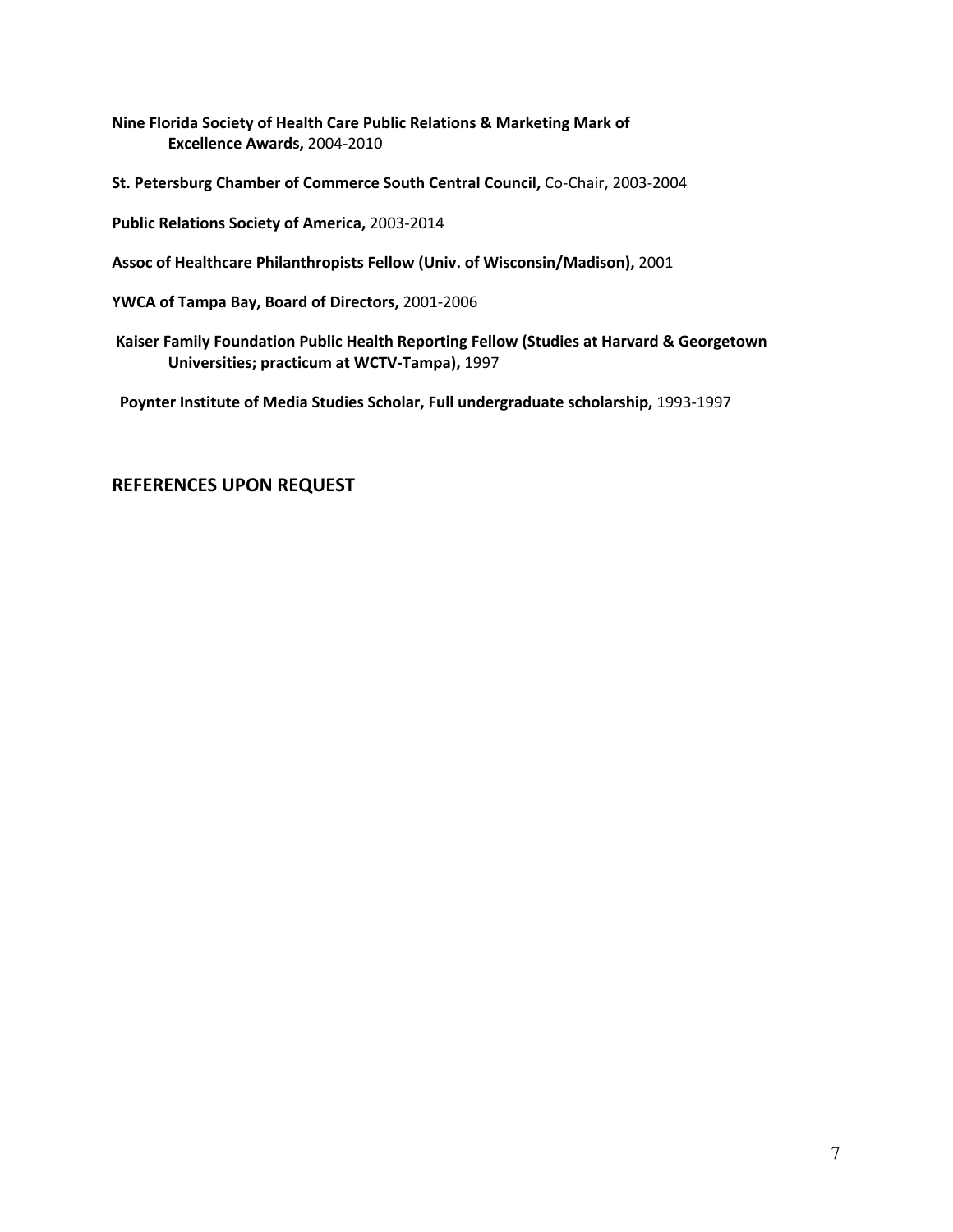**Nine Florida Society of Health Care Public Relations & Marketing Mark of Excellence Awards,** 2004-2010

**St. Petersburg Chamber of Commerce South Central Council,** Co-Chair, 2003-2004

**Public Relations Society of America,** 2003-2014

**Assoc of Healthcare Philanthropists Fellow (Univ. of Wisconsin/Madison),** 2001

**YWCA of Tampa Bay, Board of Directors,** 2001-2006

**Kaiser Family Foundation Public Health Reporting Fellow (Studies at Harvard & Georgetown Universities; practicum at WCTV-Tampa),** 1997

**Poynter Institute of Media Studies Scholar, Full undergraduate scholarship,** 1993-1997

## REFERENCES UPON REQUEST